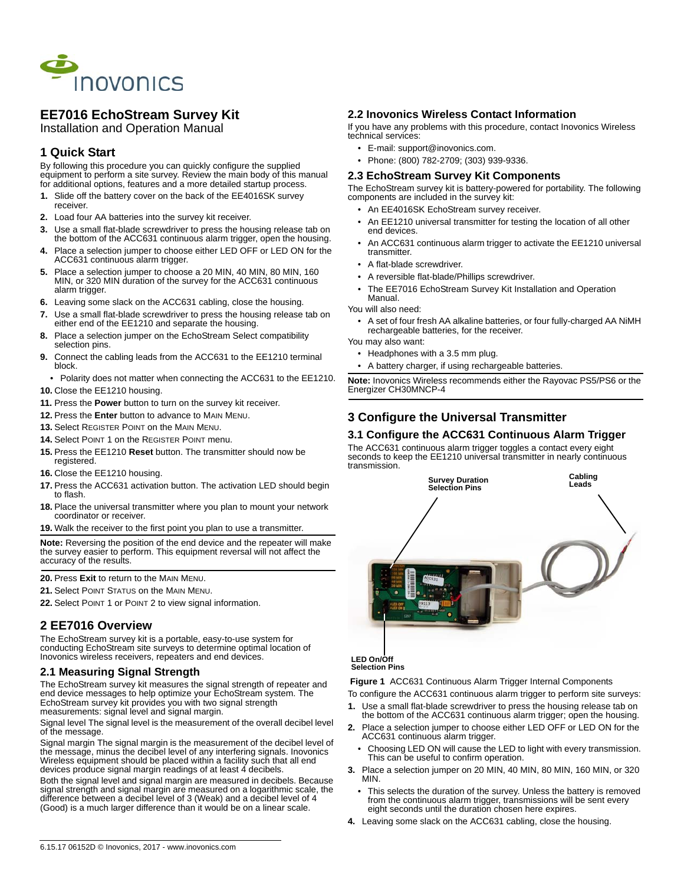# EE7016 EchoStream Survey Kit

Installation and Operation Manual

## 1 Quick Start

By following this procedure you can quickly configure the supplied equipment to perform a site survey. Review the main body of this manual for additional options, features and a more detailed startup process.

1. Slide off the battery cover on the back of the EE4016SK survey receiver.
2. Load four AA batteries into the survey kit receiver.
3. Use a small flat-blade screwdriver to press the housing release tab on the bottom of the ACC631 continuous alarm trigger, open the housing.
4. Place a selection jumper to choose either LED OFF or LED ON for the ACC631 continuous alarm trigger.
5. Place a selection jumper to choose a 20 MIN, 40 MIN, 80 MIN, 160 MIN, or 320 MIN duration of the survey for the ACC631 continuous alarm trigger.
6. Leaving some slack on the ACC631 cabling, close the housing.
7. Use a small flat-blade screwdriver to press the housing release tab on either end of the EE1210 and separate the housing.
8. Place a selection jumper on the EchoStream Select compatibility selection pins.
9. Connect the cabling leads from the ACC631 to the EE1210 terminal block.
   - Polarity does not matter when connecting the ACC631 to the EE1210.
10. Close the EE1210 housing.
11. Press the **Power** button to turn on the survey kit receiver.
12. Press the **Enter** button to advance to MAIN MENU.
13. Select REGISTER POINT on the MAIN MENU.
14. Select POINT 1 on the REGISTER POINT menu.
15. Press the EE1210 **Reset** button. The transmitter should now be registered.
16. Close the EE1210 housing.
17. Press the ACC631 activation button. The activation LED should begin to flash.
18. Place the universal transmitter where you plan to mount your network coordinator or receiver.
19. Walk the receiver to the first point you plan to use a transmitter.

**Note:** Reversing the position of the end device and the repeater will make the survey easier to perform. This equipment reversal will not affect the accuracy of the results.

20. Press **Exit** to return to the MAIN MENU.
21. Select POINT STATUS on the MAIN MENU.
22. Select POINT 1 or POINT 2 to view signal information.

## 2 EE7016 Overview

The EchoStream survey kit is a portable, easy-to-use system for conducting EchoStream site surveys to determine optimal location of Inovonics wireless receivers, repeaters and end devices.

### 2.1 Measuring Signal Strength

The EchoStream survey kit measures the signal strength of repeater and end device messages to help optimize your EchoStream system. The EchoStream survey kit provides you with two signal strength measurements: signal level and signal margin.

Signal level The signal level is the measurement of the overall decibel level of the message.

Signal margin The signal margin is the measurement of the decibel level of the message, minus the decibel level of any interfering signals. Inovonics Wireless equipment should be placed within a facility such that all end devices produce signal margin readings of at least 4 decibels.

Both the signal level and signal margin are measured in decibels. Because signal strength and signal margin are measured on a logarithmic scale, the difference between a decibel level of 3 (Weak) and a decibel level of 4 (Good) is a much larger difference than it would be on a linear scale.

### 2.2 Inovonics Wireless Contact Information

If you have any problems with this procedure, contact Inovonics Wireless technical services:

- E-mail: support@inovonics.com.
- Phone: (800) 782-2709; (303) 939-9336.

### 2.3 EchoStream Survey Kit Components

The EchoStream survey kit is battery-powered for portability. The following components are included in the survey kit:

- An EE4016SK EchoStream survey receiver.
- An EE1210 universal transmitter for testing the location of all other end devices.
- An ACC631 continuous alarm trigger to activate the EE1210 universal transmitter.
- A flat-blade screwdriver.
- A reversible flat-blade/Phillips screwdriver.
- The EE7016 EchoStream Survey Kit Installation and Operation Manual.

You will also need:

- A set of four fresh AA alkaline batteries, or four fully-charged AA NiMH rechargeable batteries, for the receiver.

You may also want:

- Headphones with a 3.5 mm plug.
- A battery charger, if using rechargeable batteries.

**Note:** Inovonics Wireless recommends either the Rayovac PS5/PS6 or the Energizer CH30MNCP-4

## 3 Configure the Universal Transmitter

### 3.1 Configure the ACC631 Continuous Alarm Trigger

The ACC631 continuous alarm trigger toggles a contact every eight seconds to keep the EE1210 universal transmitter in nearly continuous transmission.

**Survey Duration Selection Pins** | **Cabling Leads** | **LED On/Off Selection Pins**

**Figure 1** ACC631 Continuous Alarm Trigger Internal Components

To configure the ACC631 continuous alarm trigger to perform site surveys:

1. Use a small flat-blade screwdriver to press the housing release tab on the bottom of the ACC631 continuous alarm trigger; open the housing.
2. Place a selection jumper to choose either LED OFF or LED ON for the ACC631 continuous alarm trigger.
   - Choosing LED ON will cause the LED to light with every transmission. This can be useful to confirm operation.
3. Place a selection jumper on 20 MIN, 40 MIN, 80 MIN, 160 MIN, or 320 MIN.
   - This selects the duration of the survey. Unless the battery is removed from the continuous alarm trigger, transmissions will be sent every eight seconds until the duration chosen here expires.
4. Leaving some slack on the ACC631 cabling, close the housing.

6.15.17 06152D © Inovonics, 2017 - www.inovonics.com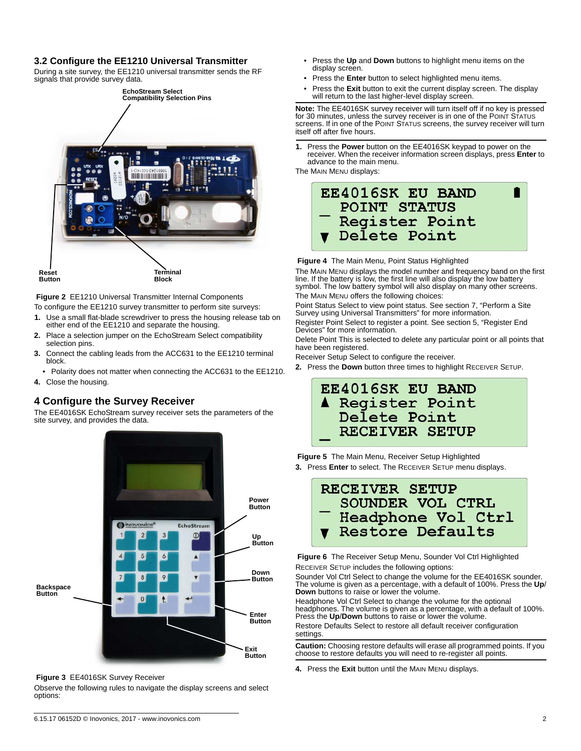## 3.2 Configure the EE1210 Universal Transmitter

During a site survey, the EE1210 universal transmitter sends the RF signals that provide survey data.

EchoStream Select Compatibility Selection Pins

Reset Button

Terminal Block

**Figure 2** EE1210 Universal Transmitter Internal Components

To configure the EE1210 survey transmitter to perform site surveys:

1. Use a small flat-blade screwdriver to press the housing release tab on either end of the EE1210 and separate the housing.
2. Place a selection jumper on the EchoStream Select compatibility selection pins.
3. Connect the cabling leads from the ACC631 to the EE1210 terminal block.
   - Polarity does not matter when connecting the ACC631 to the EE1210.
4. Close the housing.

# 4 Configure the Survey Receiver

The EE4016SK EchoStream survey receiver sets the parameters of the site survey, and provides the data.

Power Button

Up Button

Down Button

Backspace Button

Enter Button

Exit Button

**Figure 3** EE4016SK Survey Receiver

Observe the following rules to navigate the display screens and select options:

- Press the **Up** and **Down** buttons to highlight menu items on the display screen.
- Press the **Enter** button to select highlighted menu items.
- Press the **Exit** button to exit the current display screen. The display will return to the last higher-level display screen.

**Note:** The EE4016SK survey receiver will turn itself off if no key is pressed for 30 minutes, unless the survey receiver is in one of the Point Status screens. If in one of the Point Status screens, the survey receiver will turn itself off after five hours.

1. Press the **Power** button on the EE4016SK keypad to power on the receiver. When the receiver information screen displays, press **Enter** to advance to the main menu.

The Main Menu displays:

```
EE4016SK EU BAND
_ POINT STATUS
  Register Point
▼ Delete Point
```

**Figure 4** The Main Menu, Point Status Highlighted

The Main Menu displays the model number and frequency band on the first line. If the battery is low, the first line will also display the low battery symbol. The low battery symbol will also display on many other screens.

The Main Menu offers the following choices:

Point Status Select to view point status. See section 7, "Perform a Site Survey using Universal Transmitters" for more information.

Register Point Select to register a point. See section 5, "Register End Devices" for more information.

Delete Point This is selected to delete any particular point or all points that have been registered.

Receiver Setup Select to configure the receiver.

2. Press the **Down** button three times to highlight Receiver Setup.

```
EE4016SK EU BAND
▲ Register Point
  Delete Point
_ RECEIVER SETUP
```

**Figure 5** The Main Menu, Receiver Setup Highlighted

3. Press **Enter** to select. The Receiver Setup menu displays.

```
RECEIVER SETUP
_ SOUNDER VOL CTRL
  Headphone Vol Ctrl
▼ Restore Defaults
```

**Figure 6** The Receiver Setup Menu, Sounder Vol Ctrl Highlighted

Receiver Setup includes the following options:

Sounder Vol Ctrl Select to change the volume for the EE4016SK sounder. The volume is given as a percentage, with a default of 100%. Press the **Up**/**Down** buttons to raise or lower the volume.

Headphone Vol Ctrl Select to change the volume for the optional headphones. The volume is given as a percentage, with a default of 100%. Press the **Up**/**Down** buttons to raise or lower the volume.

Restore Defaults Select to restore all default receiver configuration settings.

**Caution:** Choosing restore defaults will erase all programmed points. If you choose to restore defaults you will need to re-register all points.

4. Press the **Exit** button until the Main Menu displays.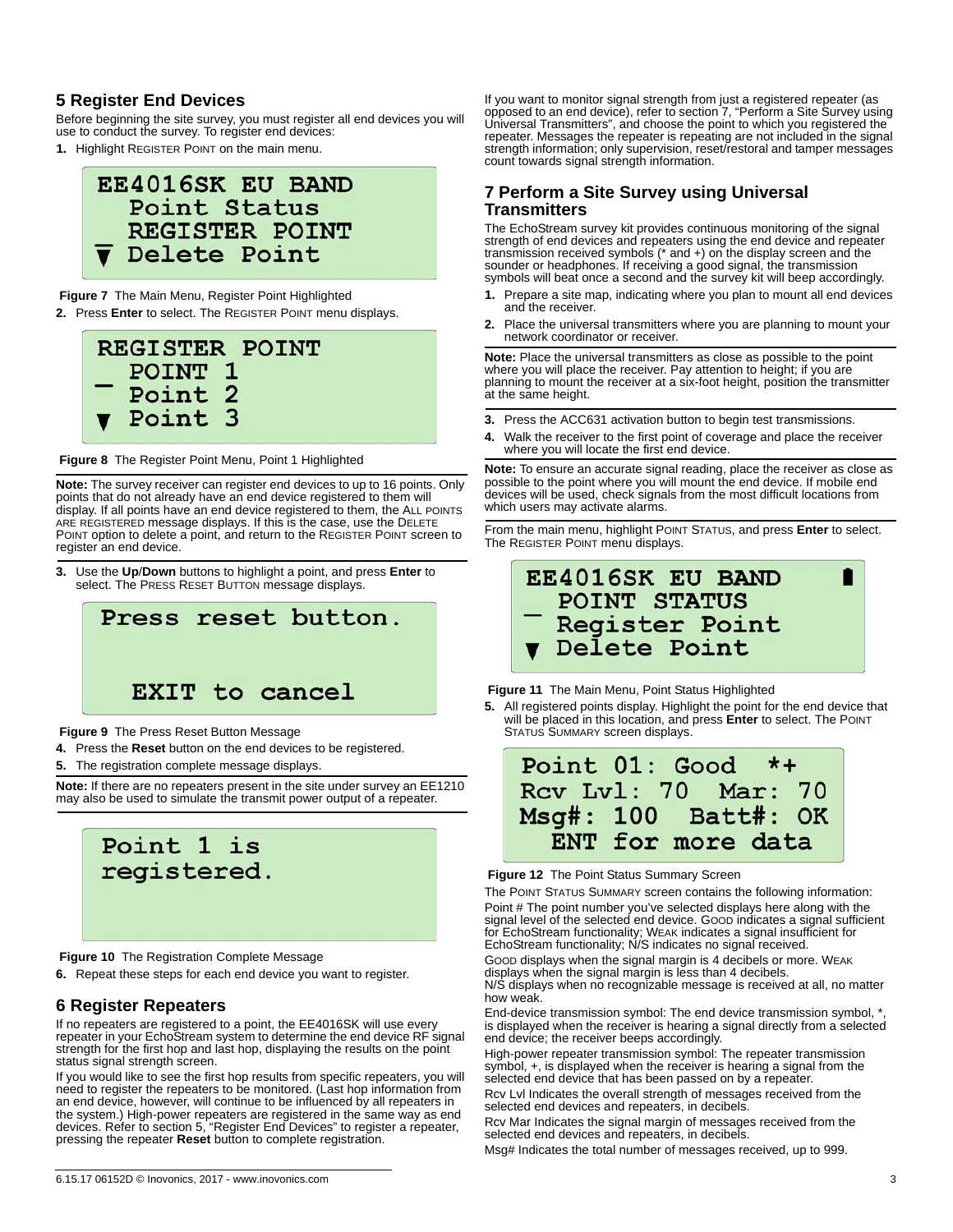## 5 Register End Devices

Before beginning the site survey, you must register all end devices you will use to conduct the survey. To register end devices:

1. Highlight REGISTER POINT on the main menu.

```
EE4016SK EU BAND
  Point Status
  REGISTER POINT
▼ Delete Point
```

**Figure 7** The Main Menu, Register Point Highlighted

2. Press **Enter** to select. The REGISTER POINT menu displays.

```
REGISTER POINT
  POINT 1
_ Point 2
▼ Point 3
```

**Figure 8** The Register Point Menu, Point 1 Highlighted

**Note:** The survey receiver can register end devices to up to 16 points. Only points that do not already have an end device registered to them will display. If all points have an end device registered to them, the ALL POINTS ARE REGISTERED message displays. If this is the case, use the DELETE POINT option to delete a point, and return to the REGISTER POINT screen to register an end device.

3. Use the **Up**/**Down** buttons to highlight a point, and press **Enter** to select. The PRESS RESET BUTTON message displays.

```
Press reset button.

  EXIT to cancel
```

**Figure 9** The Press Reset Button Message

4. Press the **Reset** button on the end devices to be registered.
5. The registration complete message displays.

**Note:** If there are no repeaters present in the site under survey an EE1210 may also be used to simulate the transmit power output of a repeater.

```
Point 1 is
registered.
```

**Figure 10** The Registration Complete Message

6. Repeat these steps for each end device you want to register.

## 6 Register Repeaters

If no repeaters are registered to a point, the EE4016SK will use every repeater in your EchoStream system to determine the end device RF signal strength for the first hop and last hop, displaying the results on the point status signal strength screen.

If you would like to see the first hop results from specific repeaters, you will need to register the repeaters to be monitored. (Last hop information from an end device, however, will continue to be influenced by all repeaters in the system.) High-power repeaters are registered in the same way as end devices. Refer to section 5, "Register End Devices" to register a repeater, pressing the repeater **Reset** button to complete registration.

If you want to monitor signal strength from just a registered repeater (as opposed to an end device), refer to section 7, "Perform a Site Survey using Universal Transmitters", and choose the point to which you registered the repeater. Messages the repeater is repeating are not included in the signal strength information; only supervision, reset/restoral and tamper messages count towards signal strength information.

## 7 Perform a Site Survey using Universal Transmitters

The EchoStream survey kit provides continuous monitoring of the signal strength of end devices and repeaters using the end device and repeater transmission received symbols (* and +) on the display screen and the sounder or headphones. If receiving a good signal, the transmission symbols will beat once a second and the survey kit will beep accordingly.

1. Prepare a site map, indicating where you plan to mount all end devices and the receiver.
2. Place the universal transmitters where you are planning to mount your network coordinator or receiver.

**Note:** Place the universal transmitters as close as possible to the point where you will place the receiver. Pay attention to height; if you are planning to mount the receiver at a six-foot height, position the transmitter at the same height.

3. Press the ACC631 activation button to begin test transmissions.
4. Walk the receiver to the first point of coverage and place the receiver where you will locate the first end device.

**Note:** To ensure an accurate signal reading, place the receiver as close as possible to the point where you will mount the end device. If mobile end devices will be used, check signals from the most difficult locations from which users may activate alarms.

From the main menu, highlight POINT STATUS, and press **Enter** to select. The REGISTER POINT menu displays.

```
EE4016SK EU BAND  ▮
  POINT STATUS
_ Register Point
▼ Delete Point
```

**Figure 11** The Main Menu, Point Status Highlighted

5. All registered points display. Highlight the point for the end device that will be placed in this location, and press **Enter** to select. The POINT STATUS SUMMARY screen displays.

```
Point 01: Good   *+
Rcv Lvl: 70   Mar: 70
Msg#: 100   Batt#: OK
  ENT for more data
```

**Figure 12** The Point Status Summary Screen

The POINT STATUS SUMMARY screen contains the following information:

Point # The point number you've selected displays here along with the signal level of the selected end device. GOOD indicates a signal sufficient for EchoStream functionality; WEAK indicates a signal insufficient for EchoStream functionality; N/S indicates no signal received.

GOOD displays when the signal margin is 4 decibels or more. WEAK displays when the signal margin is less than 4 decibels.
N/S displays when no recognizable message is received at all, no matter how weak.

End-device transmission symbol: The end device transmission symbol, *, is displayed when the receiver is hearing a signal directly from a selected end device; the receiver beeps accordingly.

High-power repeater transmission symbol: The repeater transmission symbol, +, is displayed when the receiver is hearing a signal from the selected end device that has been passed on by a repeater.

Rcv Lvl Indicates the overall strength of messages received from the selected end devices and repeaters, in decibels.

Rcv Mar Indicates the signal margin of messages received from the selected end devices and repeaters, in decibels.

Msg# Indicates the total number of messages received, up to 999.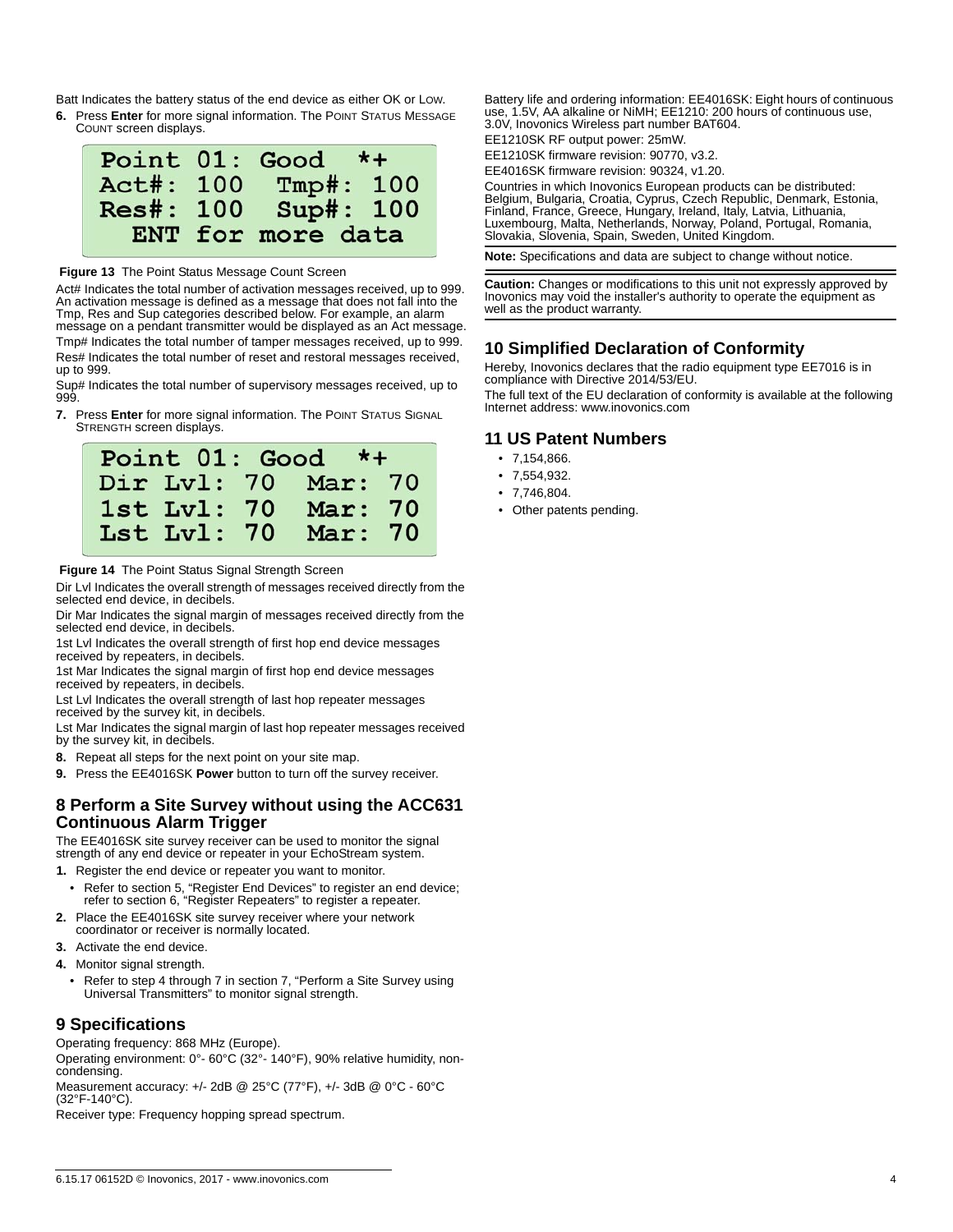Batt Indicates the battery status of the end device as either OK or LOW.

6. Press **Enter** for more signal information. The POINT STATUS MESSAGE COUNT screen displays.

```
Point 01: Good  *+
Act#: 100  Tmp#: 100
Res#: 100  Sup#: 100
  ENT for more data
```

**Figure 13** The Point Status Message Count Screen

Act# Indicates the total number of activation messages received, up to 999. An activation message is defined as a message that does not fall into the Tmp, Res and Sup categories described below. For example, an alarm message on a pendant transmitter would be displayed as an Act message.

Tmp# Indicates the total number of tamper messages received, up to 999.

Res# Indicates the total number of reset and restoral messages received, up to 999.

Sup# Indicates the total number of supervisory messages received, up to 999.

7. Press **Enter** for more signal information. The POINT STATUS SIGNAL STRENGTH screen displays.

```
Point 01: Good  *+
Dir Lvl: 70  Mar: 70
1st Lvl: 70  Mar: 70
Lst Lvl: 70  Mar: 70
```

**Figure 14** The Point Status Signal Strength Screen

Dir Lvl Indicates the overall strength of messages received directly from the selected end device, in decibels.

Dir Mar Indicates the signal margin of messages received directly from the selected end device, in decibels.

1st Lvl Indicates the overall strength of first hop end device messages received by repeaters, in decibels.

1st Mar Indicates the signal margin of first hop end device messages received by repeaters, in decibels.

Lst Lvl Indicates the overall strength of last hop repeater messages received by the survey kit, in decibels.

Lst Mar Indicates the signal margin of last hop repeater messages received by the survey kit, in decibels.

8. Repeat all steps for the next point on your site map.
9. Press the EE4016SK **Power** button to turn off the survey receiver.

## 8 Perform a Site Survey without using the ACC631 Continuous Alarm Trigger

The EE4016SK site survey receiver can be used to monitor the signal strength of any end device or repeater in your EchoStream system.

1. Register the end device or repeater you want to monitor.
   - Refer to section 5, “Register End Devices” to register an end device; refer to section 6, “Register Repeaters” to register a repeater.
2. Place the EE4016SK site survey receiver where your network coordinator or receiver is normally located.
3. Activate the end device.
4. Monitor signal strength.
   - Refer to step 4 through 7 in section 7, “Perform a Site Survey using Universal Transmitters” to monitor signal strength.

## 9 Specifications

Operating frequency: 868 MHz (Europe).

Operating environment: 0°- 60°C (32°- 140°F), 90% relative humidity, non-condensing.

Measurement accuracy: +/- 2dB @ 25°C (77°F), +/- 3dB @ 0°C - 60°C (32°F-140°C).

Receiver type: Frequency hopping spread spectrum.

Battery life and ordering information: EE4016SK: Eight hours of continuous use, 1.5V, AA alkaline or NiMH; EE1210: 200 hours of continuous use, 3.0V, Inovonics Wireless part number BAT604.

EE1210SK RF output power: 25mW.

EE1210SK firmware revision: 90770, v3.2.

EE4016SK firmware revision: 90324, v1.20.

Countries in which Inovonics European products can be distributed: Belgium, Bulgaria, Croatia, Cyprus, Czech Republic, Denmark, Estonia, Finland, France, Greece, Hungary, Ireland, Italy, Latvia, Lithuania, Luxembourg, Malta, Netherlands, Norway, Poland, Portugal, Romania, Slovakia, Slovenia, Spain, Sweden, United Kingdom.

**Note:** Specifications and data are subject to change without notice.

**Caution:** Changes or modifications to this unit not expressly approved by Inovonics may void the installer's authority to operate the equipment as well as the product warranty.

## 10 Simplified Declaration of Conformity

Hereby, Inovonics declares that the radio equipment type EE7016 is in compliance with Directive 2014/53/EU.

The full text of the EU declaration of conformity is available at the following Internet address: www.inovonics.com

## 11 US Patent Numbers

- 7,154,866.
- 7,554,932.
- 7,746,804.
- Other patents pending.